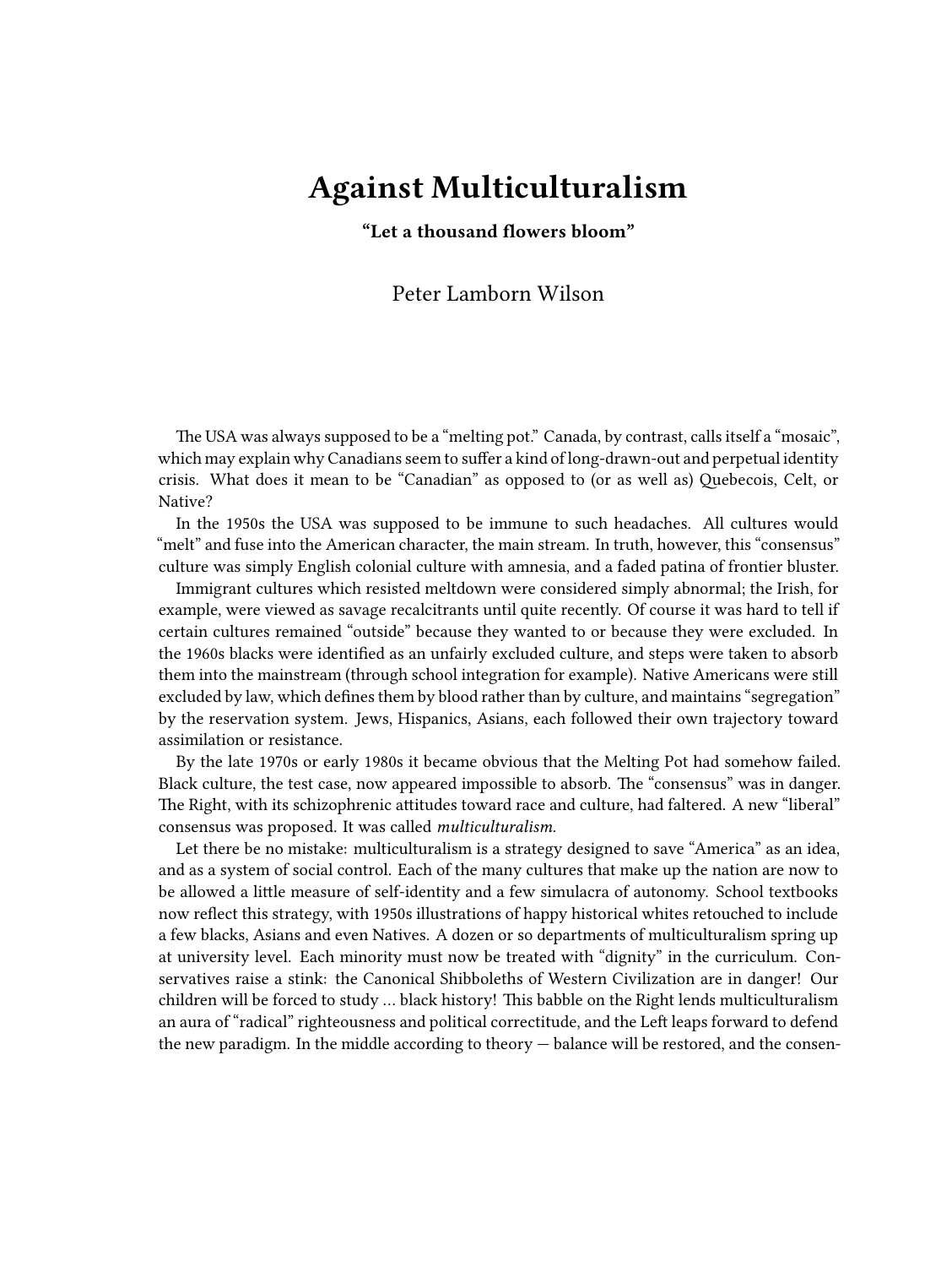# Against Multiculturalism

**"Let a thousand flowers bloom"**

Peter Lamborn Wilson

The USA was always supposed to be a "melting pot." Canada, by contrast, calls itself a "mosaic", which may explain why Canadians seem to suffer a kind of long-drawn-out and perpetual identity crisis. What does it mean to be "Canadian" as opposed to (or as well as) Quebecois, Celt, or Native?

In the 1950s the USA was supposed to be immune to such headaches. All cultures would "melt" and fuse into the American character, the main stream. In truth, however, this "consensus" culture was simply English colonial culture with amnesia, and a faded patina of frontier bluster.

Immigrant cultures which resisted meltdown were considered simply abnormal; the Irish, for example, were viewed as savage recalcitrants until quite recently. Of course it was hard to tell if certain cultures remained "outside" because they wanted to or because they were excluded. In the 1960s blacks were identified as an unfairly excluded culture, and steps were taken to absorb them into the mainstream (through school integration for example). Native Americans were still excluded by law, which defines them by blood rather than by culture, and maintains "segregation" by the reservation system. Jews, Hispanics, Asians, each followed their own trajectory toward assimilation or resistance.

By the late 1970s or early 1980s it became obvious that the Melting Pot had somehow failed. Black culture, the test case, now appeared impossible to absorb. The "consensus" was in danger. The Right, with its schizophrenic attitudes toward race and culture, had faltered. A new "liberal" consensus was proposed. It was called *multiculturalism.*

Let there be no mistake: multiculturalism is a strategy designed to save "America" as an idea, and as a system of social control. Each of the many cultures that make up the nation are now to be allowed a little measure of self-identity and a few simulacra of autonomy. School textbooks now reflect this strategy, with 1950s illustrations of happy historical whites retouched to include a few blacks, Asians and even Natives. A dozen or so departments of multiculturalism spring up at university level. Each minority must now be treated with "dignity" in the curriculum. Conservatives raise a stink: the Canonical Shibboleths of Western Civilization are in danger! Our children will be forced to study … black history! This babble on the Right lends multiculturalism an aura of "radical" righteousness and political correctitude, and the Left leaps forward to defend the new paradigm. In the middle according to theory — balance will be restored, and the consen-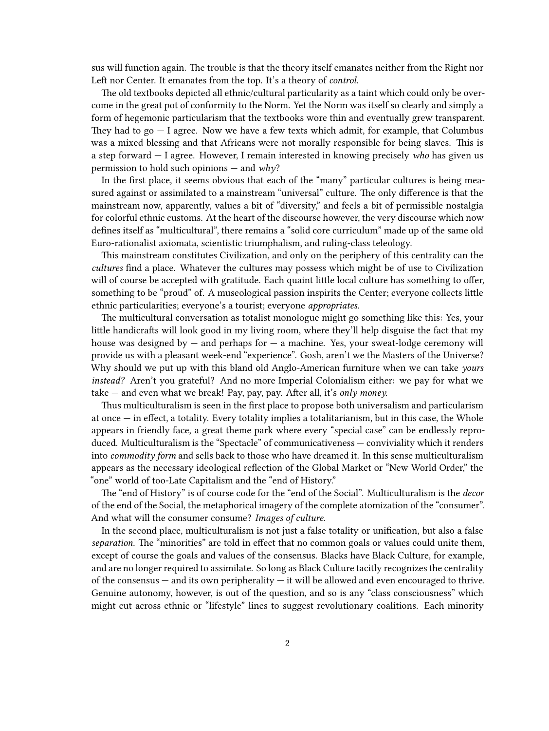sus will function again. The trouble is that the theory itself emanates neither from the Right nor Left nor Center. It emanates from the top. It's a theory of *control.*

The old textbooks depicted all ethnic/cultural particularity as a taint which could only be overcome in the great pot of conformity to the Norm. Yet the Norm was itself so clearly and simply a form of hegemonic particularism that the textbooks wore thin and eventually grew transparent. They had to go — I agree. Now we have a few texts which admit, for example, that Columbus was a mixed blessing and that Africans were not morally responsible for being slaves. This is a step forward — I agree. However, I remain interested in knowing precisely *who* has given us permission to hold such opinions — and *why*?

In the first place, it seems obvious that each of the "many" particular cultures is being measured against or assimilated to a mainstream "universal" culture. The only difference is that the mainstream now, apparently, values a bit of "diversity," and feels a bit of permissible nostalgia for colorful ethnic customs. At the heart of the discourse however, the very discourse which now defines itself as "multicultural", there remains a "solid core curriculum" made up of the same old Euro-rationalist axiomata, scientistic triumphalism, and ruling-class teleology.

This mainstream constitutes Civilization, and only on the periphery of this centrality can the *cultures* find a place. Whatever the cultures may possess which might be of use to Civilization will of course be accepted with gratitude. Each quaint little local culture has something to offer, something to be "proud" of. A museological passion inspirits the Center; everyone collects little ethnic particularities; everyone's a tourist; everyone *appropriates.*

The multicultural conversation as totalist monologue might go something like this: Yes, your little handicrafts will look good in my living room, where they'll help disguise the fact that my house was designed by — and perhaps for — a machine. Yes, your sweat-lodge ceremony will provide us with a pleasant week-end "experience". Gosh, aren't we the Masters of the Universe? Why should we put up with this bland old Anglo-American furniture when we can take *yours instead?* Aren't you grateful? And no more Imperial Colonialism either: we pay for what we take — and even what we break! Pay, pay, pay. After all, it's *only money.*

Thus multiculturalism is seen in the first place to propose both universalism and particularism at once — in effect, a totality. Every totality implies a totalitarianism, but in this case, the Whole appears in friendly face, a great theme park where every "special case" can be endlessly reproduced. Multiculturalism is the "Spectacle" of communicativeness — conviviality which it renders into *commodity form* and sells back to those who have dreamed it. In this sense multiculturalism appears as the necessary ideological reflection of the Global Market or "New World Order," the "one" world of too-Late Capitalism and the "end of History."

The "end of History" is of course code for the "end of the Social". Multiculturalism is the *decor* of the end of the Social, the metaphorical imagery of the complete atomization of the "consumer". And what will the consumer consume? *Images of culture.*

In the second place, multiculturalism is not just a false totality or unification, but also a false *separation.* The "minorities" are told in effect that no common goals or values could unite them, except of course the goals and values of the consensus. Blacks have Black Culture, for example, and are no longer required to assimilate. So long as Black Culture tacitly recognizes the centrality of the consensus — and its own peripherality — it will be allowed and even encouraged to thrive. Genuine autonomy, however, is out of the question, and so is any "class consciousness" which might cut across ethnic or "lifestyle" lines to suggest revolutionary coalitions. Each minority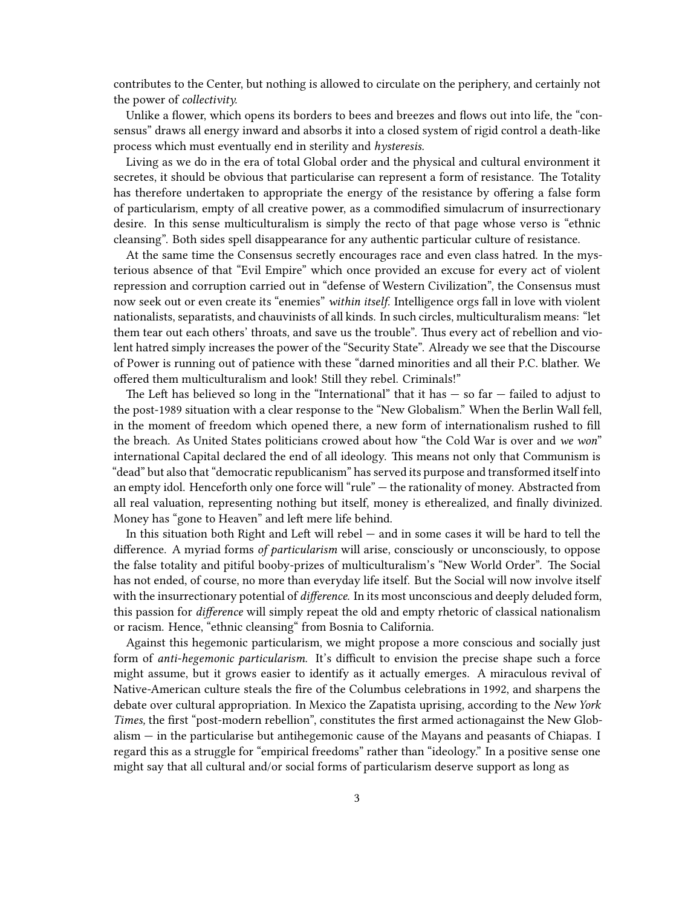contributes to the Center, but nothing is allowed to circulate on the periphery, and certainly not the power of *collectivity.*

Unlike a flower, which opens its borders to bees and breezes and flows out into life, the "consensus" draws all energy inward and absorbs it into a closed system of rigid control a death-like process which must eventually end in sterility and *hysteresis.*

Living as we do in the era of total Global order and the physical and cultural environment it secretes, it should be obvious that particularise can represent a form of resistance. The Totality has therefore undertaken to appropriate the energy of the resistance by offering a false form of particularism, empty of all creative power, as a commodified simulacrum of insurrectionary desire. In this sense multiculturalism is simply the recto of that page whose verso is "ethnic cleansing". Both sides spell disappearance for any authentic particular culture of resistance.

At the same time the Consensus secretly encourages race and even class hatred. In the mysterious absence of that "Evil Empire" which once provided an excuse for every act of violent repression and corruption carried out in "defense of Western Civilization", the Consensus must now seek out or even create its "enemies" *within itself.* Intelligence orgs fall in love with violent nationalists, separatists, and chauvinists of all kinds. In such circles, multiculturalism means: "let them tear out each others' throats, and save us the trouble". Thus every act of rebellion and violent hatred simply increases the power of the "Security State". Already we see that the Discourse of Power is running out of patience with these "darned minorities and all their P.C. blather. We offered them multiculturalism and look! Still they rebel. Criminals!"

The Left has believed so long in the "International" that it has — so far — failed to adjust to the post-1989 situation with a clear response to the "New Globalism." When the Berlin Wall fell, in the moment of freedom which opened there, a new form of internationalism rushed to fill the breach. As United States politicians crowed about how "the Cold War is over and *we won*" international Capital declared the end of all ideology. This means not only that Communism is "dead" but also that "democratic republicanism" has served its purpose and transformed itself into an empty idol. Henceforth only one force will "rule" — the rationality of money. Abstracted from all real valuation, representing nothing but itself, money is etherealized, and finally divinized. Money has "gone to Heaven" and left mere life behind.

In this situation both Right and Left will rebel — and in some cases it will be hard to tell the difference. A myriad forms *of particularism* will arise, consciously or unconsciously, to oppose the false totality and pitiful booby-prizes of multiculturalism's "New World Order". The Social has not ended, of course, no more than everyday life itself. But the Social will now involve itself with the insurrectionary potential of *difference.* In its most unconscious and deeply deluded form, this passion for *difference* will simply repeat the old and empty rhetoric of classical nationalism or racism. Hence, "ethnic cleansing" from Bosnia to California.

Against this hegemonic particularism, we might propose a more conscious and socially just form of *anti-hegemonic particularism.* It's difficult to envision the precise shape such a force might assume, but it grows easier to identify as it actually emerges. A miraculous revival of Native-American culture steals the fire of the Columbus celebrations in 1992, and sharpens the debate over cultural appropriation. In Mexico the Zapatista uprising, according to the *New York Times,* the first "post-modern rebellion", constitutes the first armed actionagainst the New Globalism — in the particularise but antihegemonic cause of the Mayans and peasants of Chiapas. I regard this as a struggle for "empirical freedoms" rather than "ideology." In a positive sense one might say that all cultural and/or social forms of particularism deserve support as long as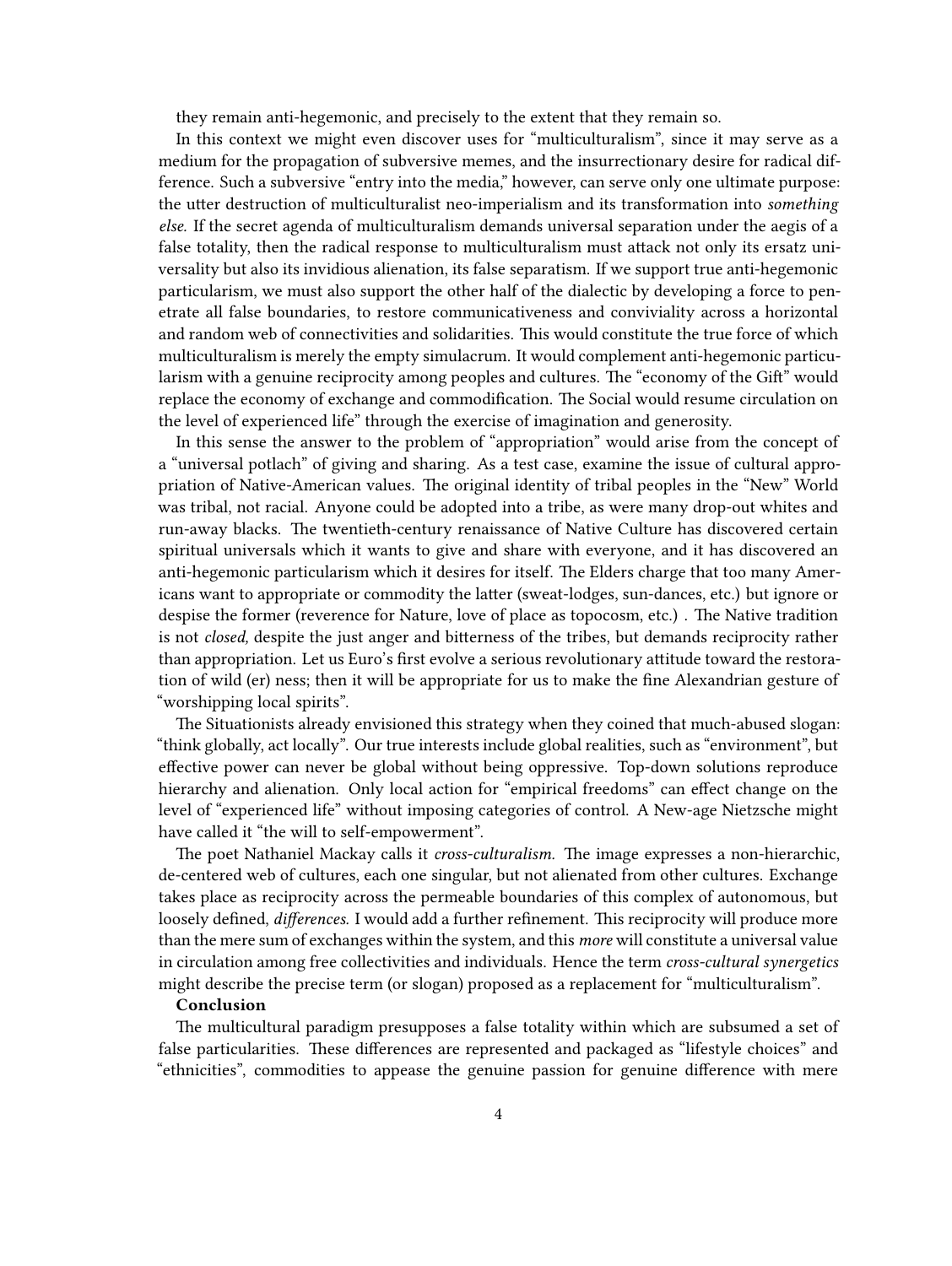they remain anti-hegemonic, and precisely to the extent that they remain so.

In this context we might even discover uses for "multiculturalism", since it may serve as a medium for the propagation of subversive memes, and the insurrectionary desire for radical difference. Such a subversive "entry into the media," however, can serve only one ultimate purpose: the utter destruction of multiculturalist neo-imperialism and its transformation into *something else.* If the secret agenda of multiculturalism demands universal separation under the aegis of a false totality, then the radical response to multiculturalism must attack not only its ersatz universality but also its invidious alienation, its false separatism. If we support true anti-hegemonic particularism, we must also support the other half of the dialectic by developing a force to penetrate all false boundaries, to restore communicativeness and conviviality across a horizontal and random web of connectivities and solidarities. This would constitute the true force of which multiculturalism is merely the empty simulacrum. It would complement anti-hegemonic particularism with a genuine reciprocity among peoples and cultures. The "economy of the Gift" would replace the economy of exchange and commodification. The Social would resume circulation on the level of experienced life" through the exercise of imagination and generosity.

In this sense the answer to the problem of "appropriation" would arise from the concept of a "universal potlach" of giving and sharing. As a test case, examine the issue of cultural appropriation of Native-American values. The original identity of tribal peoples in the "New" World was tribal, not racial. Anyone could be adopted into a tribe, as were many drop-out whites and run-away blacks. The twentieth-century renaissance of Native Culture has discovered certain spiritual universals which it wants to give and share with everyone, and it has discovered an anti-hegemonic particularism which it desires for itself. The Elders charge that too many Americans want to appropriate or commodity the latter (sweat-lodges, sun-dances, etc.) but ignore or despise the former (reverence for Nature, love of place as topocosm, etc.) . The Native tradition is not *closed,* despite the just anger and bitterness of the tribes, but demands reciprocity rather than appropriation. Let us Euro's first evolve a serious revolutionary attitude toward the restoration of wild (er) ness; then it will be appropriate for us to make the fine Alexandrian gesture of "worshipping local spirits".

The Situationists already envisioned this strategy when they coined that much-abused slogan: "think globally, act locally". Our true interests include global realities, such as "environment", but effective power can never be global without being oppressive. Top-down solutions reproduce hierarchy and alienation. Only local action for "empirical freedoms" can effect change on the level of "experienced life" without imposing categories of control. A New-age Nietzsche might have called it "the will to self-empowerment".

The poet Nathaniel Mackay calls it *cross-culturalism.* The image expresses a non-hierarchic, de-centered web of cultures, each one singular, but not alienated from other cultures. Exchange takes place as reciprocity across the permeable boundaries of this complex of autonomous, but loosely defined, *differences.* I would add a further refinement. This reciprocity will produce more than the mere sum of exchanges within the system, and this *more* will constitute a universal value in circulation among free collectivities and individuals. Hence the term *cross-cultural synergetics* might describe the precise term (or slogan) proposed as a replacement for "multiculturalism".

**Conclusion**

The multicultural paradigm presupposes a false totality within which are subsumed a set of false particularities. These differences are represented and packaged as "lifestyle choices" and "ethnicities", commodities to appease the genuine passion for genuine difference with mere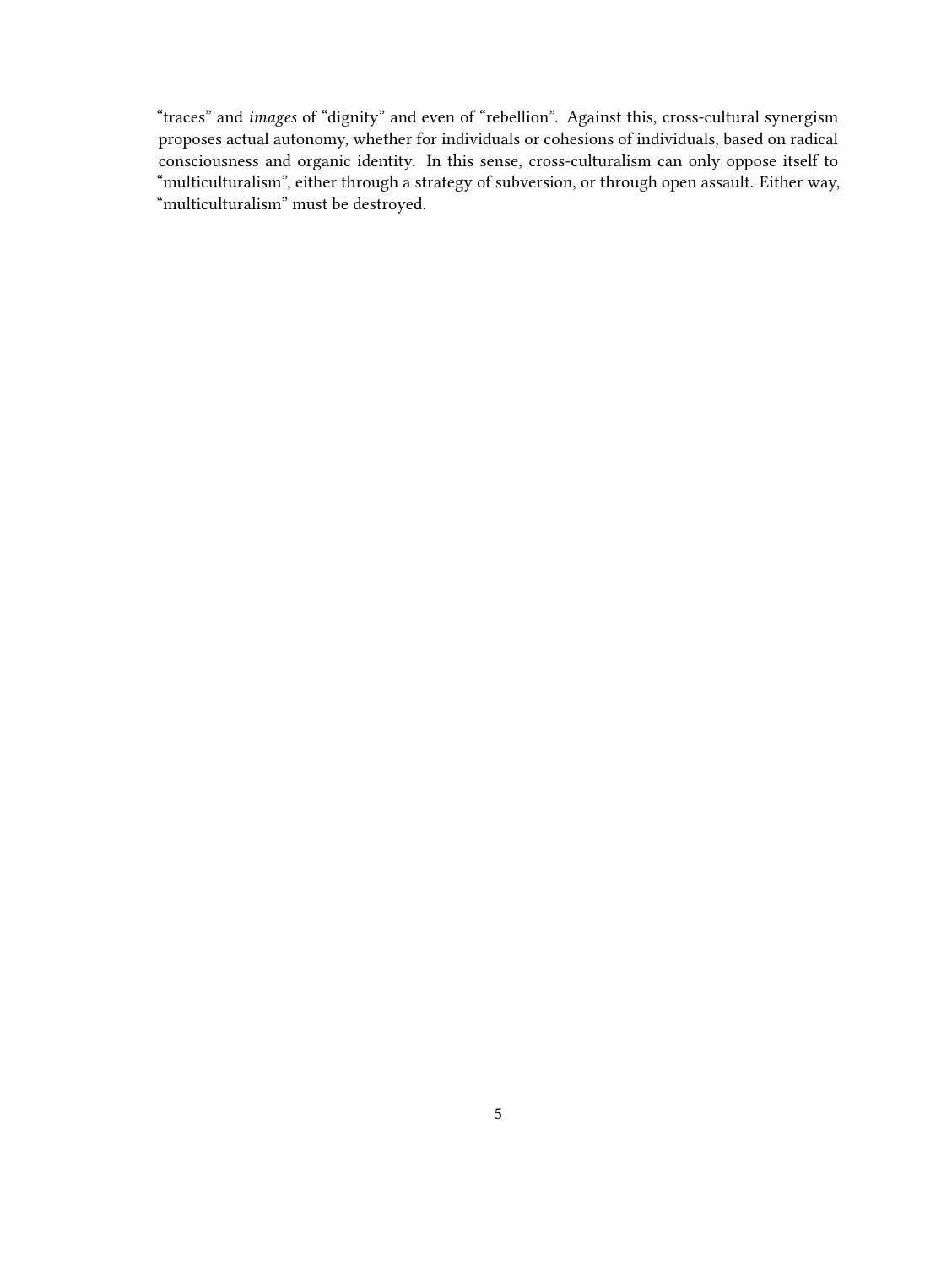"traces" and *images* of "dignity" and even of "rebellion". Against this, cross-cultural synergism proposes actual autonomy, whether for individuals or cohesions of individuals, based on radical consciousness and organic identity. In this sense, cross-culturalism can only oppose itself to "multiculturalism", either through a strategy of subversion, or through open assault. Either way, "multiculturalism" must be destroyed.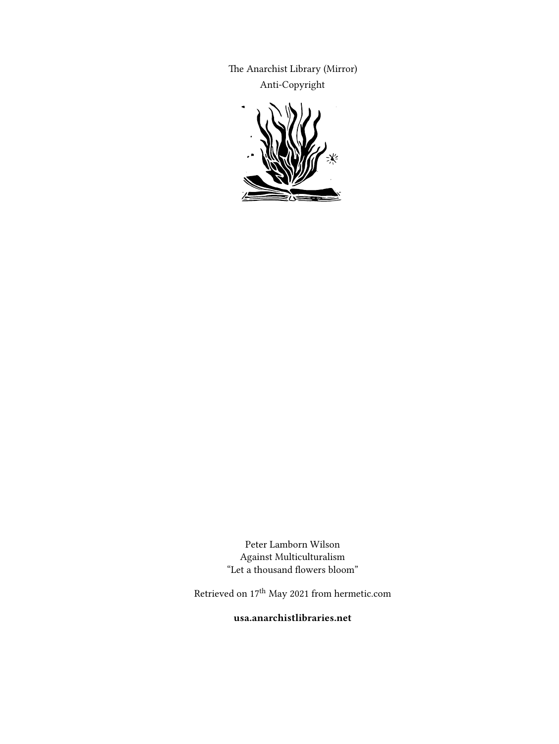The Anarchist Library (Mirror)
Anti-Copyright

Peter Lamborn Wilson
Against Multiculturalism
"Let a thousand flowers bloom"

Retrieved on 17th May 2021 from hermetic.com

**usa.anarchistlibraries.net**